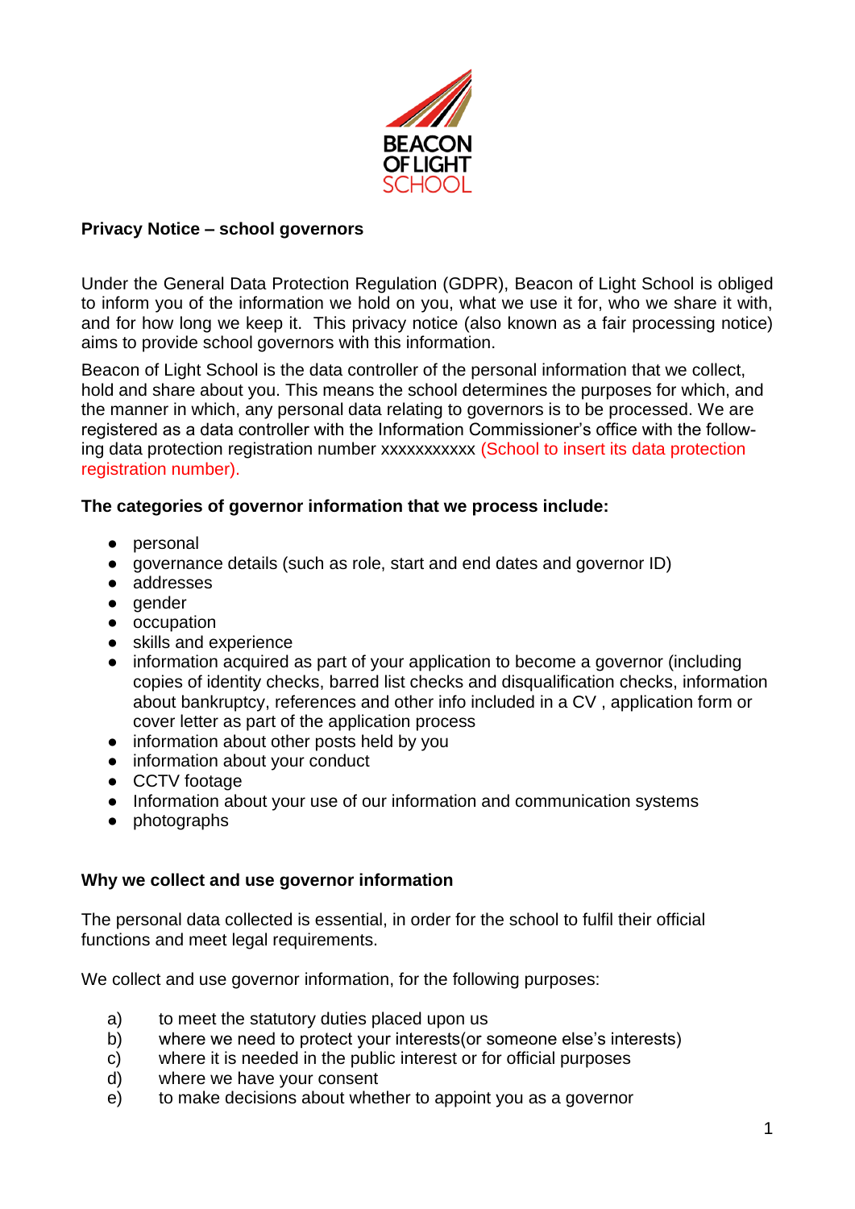BEACON OF LIGHT SCHOOL

**Privacy Notice – school governors**

Under the General Data Protection Regulation (GDPR), Beacon of Light School is obliged to inform you of the information we hold on you, what we use it for, who we share it with, and for how long we keep it. This privacy notice (also known as a fair processing notice) aims to provide school governors with this information.

Beacon of Light School is the data controller of the personal information that we collect, hold and share about you. This means the school determines the purposes for which, and the manner in which, any personal data relating to governors is to be processed. We are registered as a data controller with the Information Commissioner's office with the following data protection registration number xxxxxxxxxxx (School to insert its data protection registration number).

**The categories of governor information that we process include:**

- personal
- governance details (such as role, start and end dates and governor ID)
- addresses
- gender
- occupation
- skills and experience
- information acquired as part of your application to become a governor (including copies of identity checks, barred list checks and disqualification checks, information about bankruptcy, references and other info included in a CV , application form or cover letter as part of the application process
- information about other posts held by you
- information about your conduct
- CCTV footage
- Information about your use of our information and communication systems
- photographs

**Why we collect and use governor information**

The personal data collected is essential, in order for the school to fulfil their official functions and meet legal requirements.

We collect and use governor information, for the following purposes:

a) to meet the statutory duties placed upon us
b) where we need to protect your interests(or someone else's interests)
c) where it is needed in the public interest or for official purposes
d) where we have your consent
e) to make decisions about whether to appoint you as a governor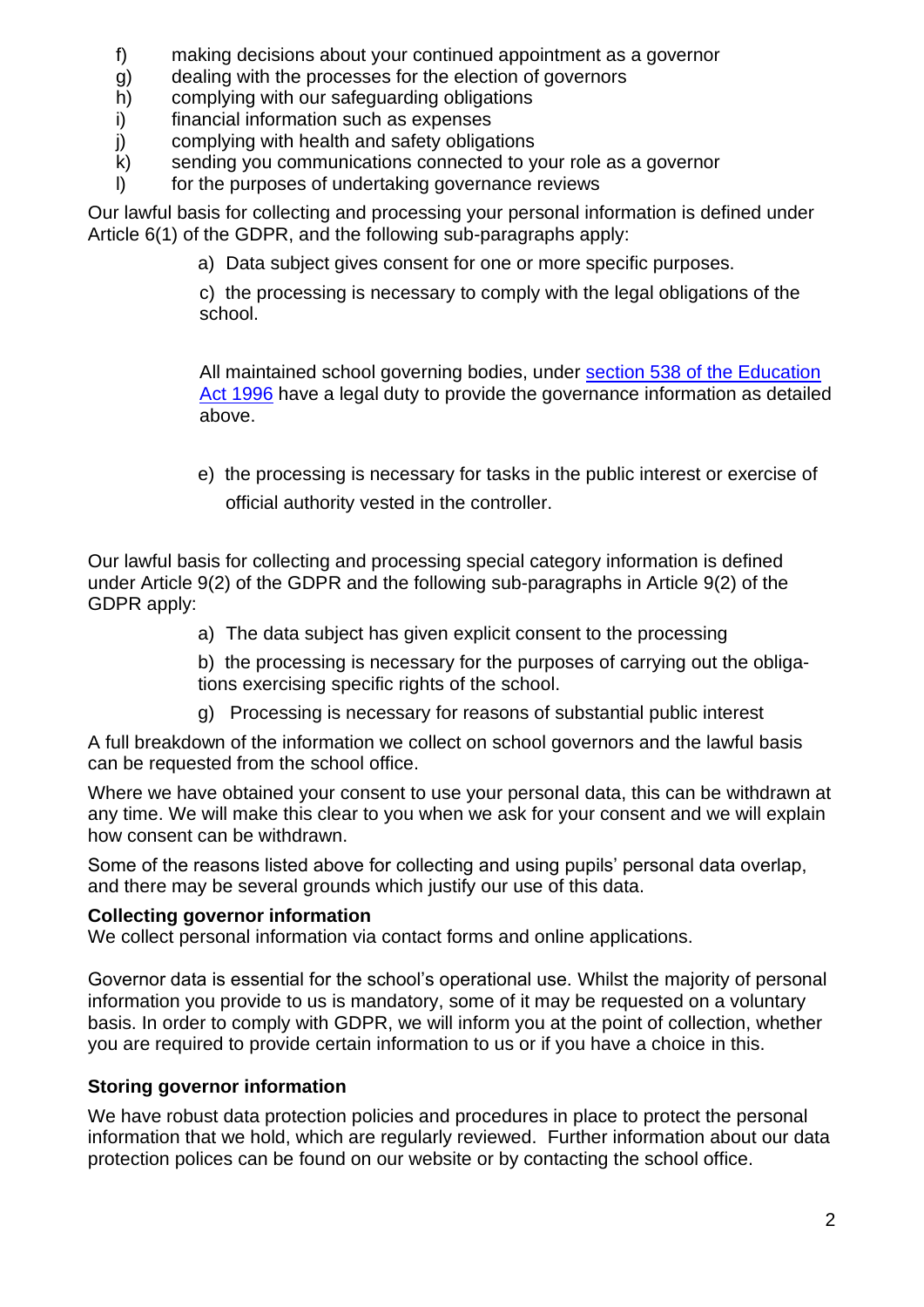f) making decisions about your continued appointment as a governor
g) dealing with the processes for the election of governors
h) complying with our safeguarding obligations
i) financial information such as expenses
j) complying with health and safety obligations
k) sending you communications connected to your role as a governor
l) for the purposes of undertaking governance reviews

Our lawful basis for collecting and processing your personal information is defined under Article 6(1) of the GDPR, and the following sub-paragraphs apply:

> a) Data subject gives consent for one or more specific purposes.
>
> c) the processing is necessary to comply with the legal obligations of the school.
>
> All maintained school governing bodies, under [section 538 of the Education Act 1996](#) have a legal duty to provide the governance information as detailed above.
>
> e) the processing is necessary for tasks in the public interest or exercise of official authority vested in the controller.

Our lawful basis for collecting and processing special category information is defined under Article 9(2) of the GDPR and the following sub-paragraphs in Article 9(2) of the GDPR apply:

> a) The data subject has given explicit consent to the processing
>
> b) the processing is necessary for the purposes of carrying out the obligations exercising specific rights of the school.
>
> g) Processing is necessary for reasons of substantial public interest

A full breakdown of the information we collect on school governors and the lawful basis can be requested from the school office.

Where we have obtained your consent to use your personal data, this can be withdrawn at any time. We will make this clear to you when we ask for your consent and we will explain how consent can be withdrawn.

Some of the reasons listed above for collecting and using pupils' personal data overlap, and there may be several grounds which justify our use of this data.

**Collecting governor information**

We collect personal information via contact forms and online applications.

Governor data is essential for the school's operational use. Whilst the majority of personal information you provide to us is mandatory, some of it may be requested on a voluntary basis. In order to comply with GDPR, we will inform you at the point of collection, whether you are required to provide certain information to us or if you have a choice in this.

**Storing governor information**

We have robust data protection policies and procedures in place to protect the personal information that we hold, which are regularly reviewed. Further information about our data protection polices can be found on our website or by contacting the school office.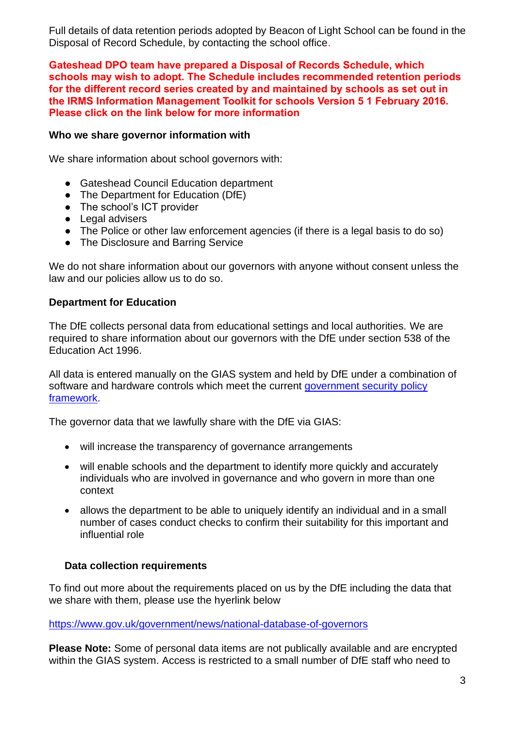Full details of data retention periods adopted by Beacon of Light School can be found in the Disposal of Record Schedule, by contacting the school office.

**Gateshead DPO team have prepared a Disposal of Records Schedule, which schools may wish to adopt. The Schedule includes recommended retention periods for the different record series created by and maintained by schools as set out in the IRMS Information Management Toolkit for schools Version 5 1 February 2016. Please click on the link below for more information**

**Who we share governor information with**

We share information about school governors with:

- Gateshead Council Education department
- The Department for Education (DfE)
- The school's ICT provider
- Legal advisers
- The Police or other law enforcement agencies (if there is a legal basis to do so)
- The Disclosure and Barring Service

We do not share information about our governors with anyone without consent unless the law and our policies allow us to do so.

**Department for Education**

The DfE collects personal data from educational settings and local authorities. We are required to share information about our governors with the DfE under section 538 of the Education Act 1996.

All data is entered manually on the GIAS system and held by DfE under a combination of software and hardware controls which meet the current government security policy framework.

The governor data that we lawfully share with the DfE via GIAS:

- will increase the transparency of governance arrangements
- will enable schools and the department to identify more quickly and accurately individuals who are involved in governance and who govern in more than one context
- allows the department to be able to uniquely identify an individual and in a small number of cases conduct checks to confirm their suitability for this important and influential role

**Data collection requirements**

To find out more about the requirements placed on us by the DfE including the data that we share with them, please use the hyerlink below

https://www.gov.uk/government/news/national-database-of-governors

**Please Note:** Some of personal data items are not publically available and are encrypted within the GIAS system. Access is restricted to a small number of DfE staff who need to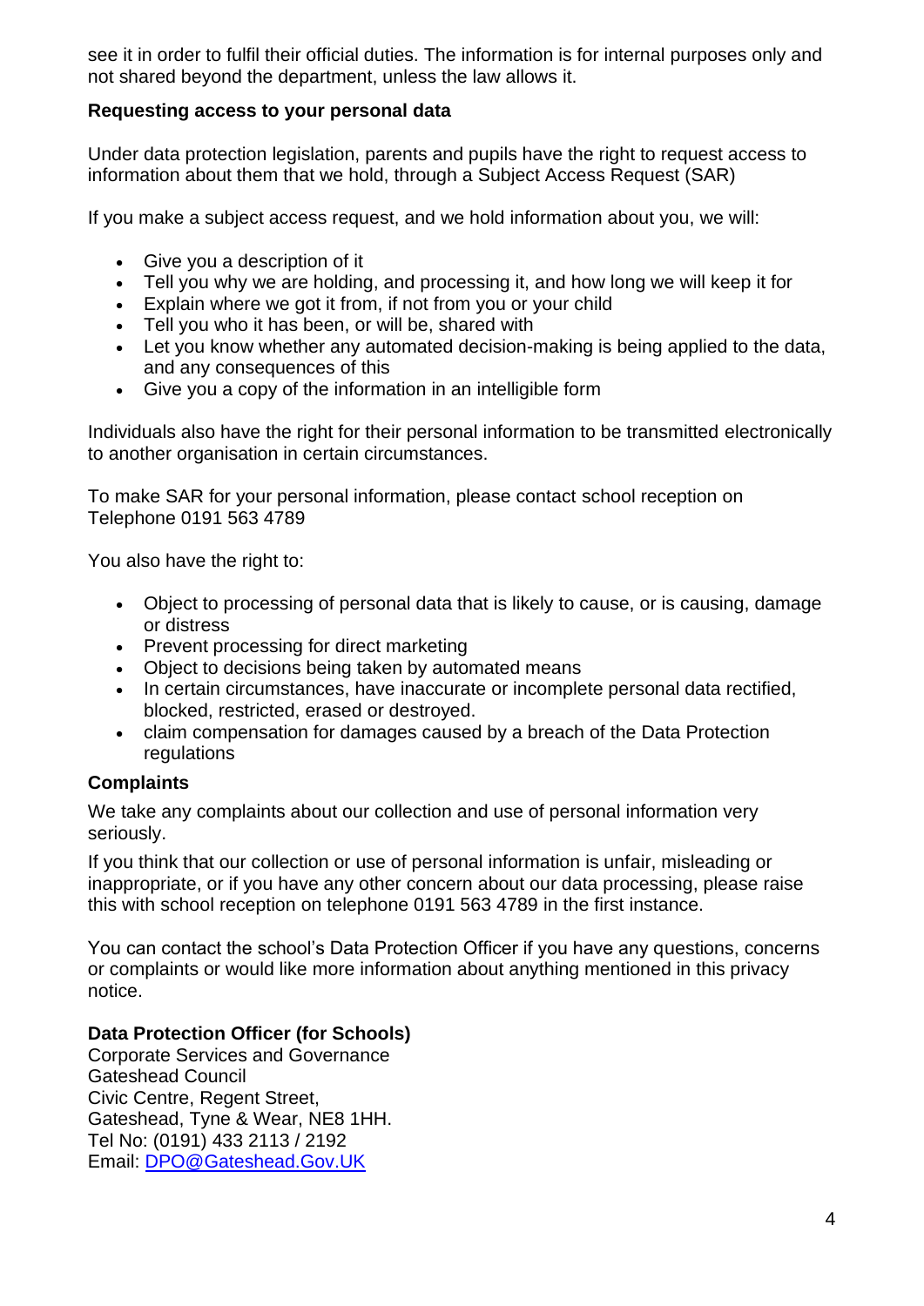see it in order to fulfil their official duties. The information is for internal purposes only and not shared beyond the department, unless the law allows it.

**Requesting access to your personal data**

Under data protection legislation, parents and pupils have the right to request access to information about them that we hold, through a Subject Access Request (SAR)

If you make a subject access request, and we hold information about you, we will:

- Give you a description of it
- Tell you why we are holding, and processing it, and how long we will keep it for
- Explain where we got it from, if not from you or your child
- Tell you who it has been, or will be, shared with
- Let you know whether any automated decision-making is being applied to the data, and any consequences of this
- Give you a copy of the information in an intelligible form

Individuals also have the right for their personal information to be transmitted electronically to another organisation in certain circumstances.

To make SAR for your personal information, please contact school reception on Telephone 0191 563 4789

You also have the right to:

- Object to processing of personal data that is likely to cause, or is causing, damage or distress
- Prevent processing for direct marketing
- Object to decisions being taken by automated means
- In certain circumstances, have inaccurate or incomplete personal data rectified, blocked, restricted, erased or destroyed.
- claim compensation for damages caused by a breach of the Data Protection regulations

**Complaints**

We take any complaints about our collection and use of personal information very seriously.

If you think that our collection or use of personal information is unfair, misleading or inappropriate, or if you have any other concern about our data processing, please raise this with school reception on telephone 0191 563 4789 in the first instance.

You can contact the school's Data Protection Officer if you have any questions, concerns or complaints or would like more information about anything mentioned in this privacy notice.

**Data Protection Officer (for Schools)**
Corporate Services and Governance
Gateshead Council
Civic Centre, Regent Street,
Gateshead, Tyne & Wear, NE8 1HH.
Tel No: (0191) 433 2113 / 2192
Email: DPO@Gateshead.Gov.UK